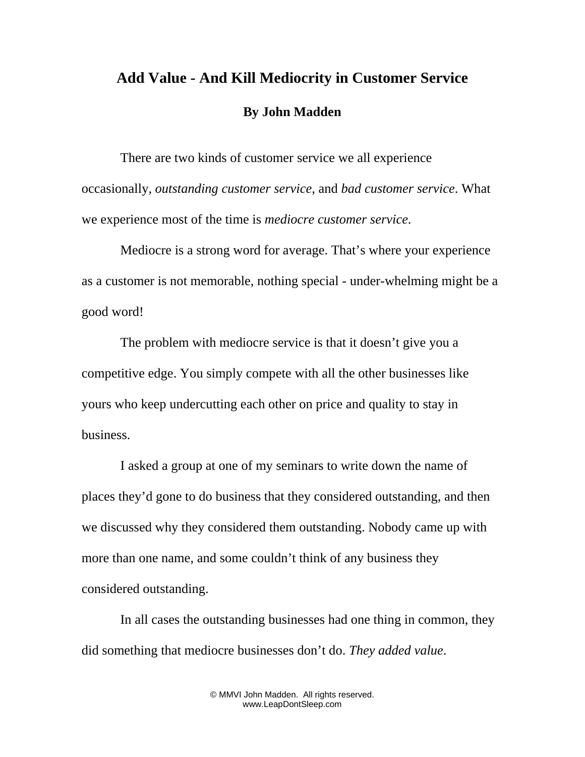# Add Value - And Kill Mediocrity in Customer Service

**By John Madden**

There are two kinds of customer service we all experience occasionally, *outstanding customer service,* and *bad customer service*. What we experience most of the time is *mediocre customer service*.

Mediocre is a strong word for average. That's where your experience as a customer is not memorable, nothing special - under-whelming might be a good word!

The problem with mediocre service is that it doesn't give you a competitive edge. You simply compete with all the other businesses like yours who keep undercutting each other on price and quality to stay in business.

I asked a group at one of my seminars to write down the name of places they'd gone to do business that they considered outstanding, and then we discussed why they considered them outstanding. Nobody came up with more than one name, and some couldn't think of any business they considered outstanding.

In all cases the outstanding businesses had one thing in common, they did something that mediocre businesses don't do. *They added value*.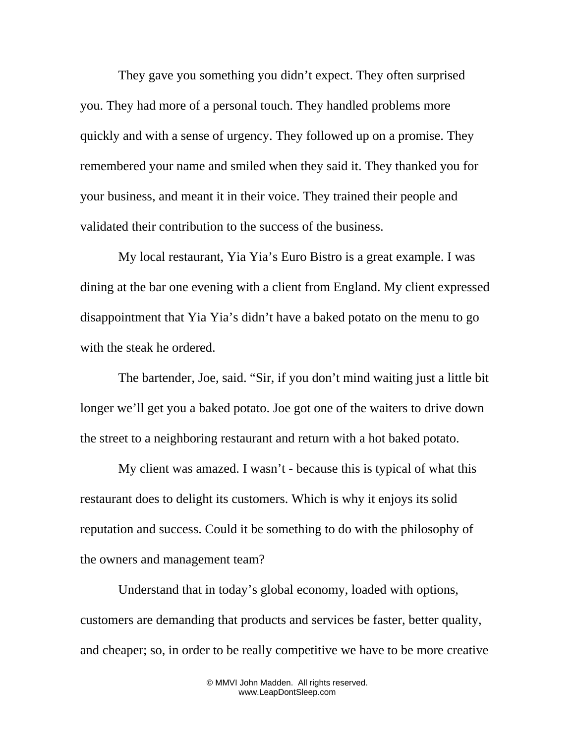They gave you something you didn’t expect. They often surprised you. They had more of a personal touch. They handled problems more quickly and with a sense of urgency. They followed up on a promise. They remembered your name and smiled when they said it. They thanked you for your business, and meant it in their voice. They trained their people and validated their contribution to the success of the business.

My local restaurant, Yia Yia’s Euro Bistro is a great example. I was dining at the bar one evening with a client from England. My client expressed disappointment that Yia Yia’s didn’t have a baked potato on the menu to go with the steak he ordered.

The bartender, Joe, said. “Sir, if you don’t mind waiting just a little bit longer we’ll get you a baked potato. Joe got one of the waiters to drive down the street to a neighboring restaurant and return with a hot baked potato.

My client was amazed. I wasn’t - because this is typical of what this restaurant does to delight its customers. Which is why it enjoys its solid reputation and success. Could it be something to do with the philosophy of the owners and management team?

Understand that in today’s global economy, loaded with options, customers are demanding that products and services be faster, better quality, and cheaper; so, in order to be really competitive we have to be more creative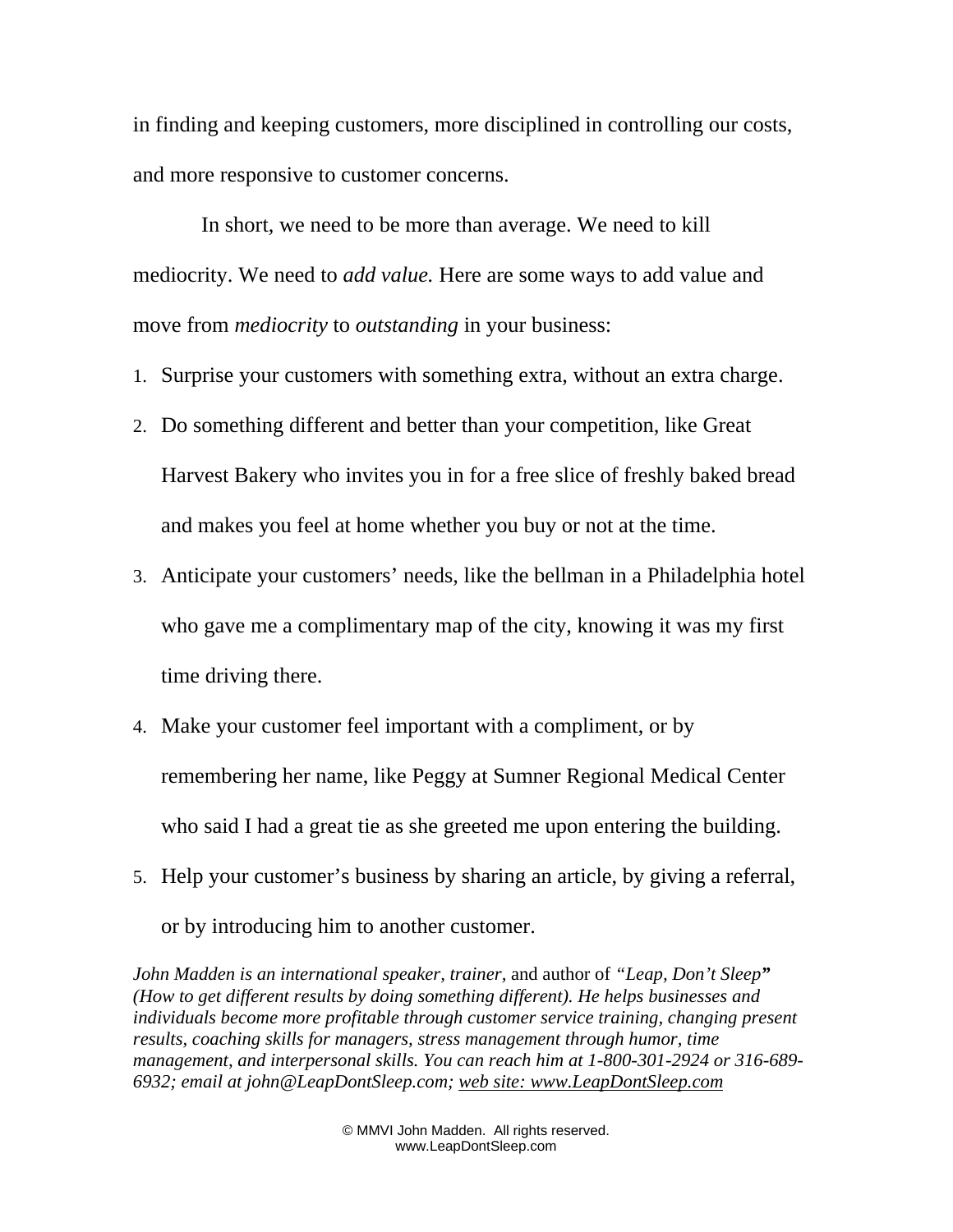in finding and keeping customers, more disciplined in controlling our costs, and more responsive to customer concerns.

In short, we need to be more than average. We need to kill mediocrity. We need to *add value.* Here are some ways to add value and move from *mediocrity* to *outstanding* in your business:

1. Surprise your customers with something extra, without an extra charge.
2. Do something different and better than your competition, like Great Harvest Bakery who invites you in for a free slice of freshly baked bread and makes you feel at home whether you buy or not at the time.
3. Anticipate your customers' needs, like the bellman in a Philadelphia hotel who gave me a complimentary map of the city, knowing it was my first time driving there.
4. Make your customer feel important with a compliment, or by remembering her name, like Peggy at Sumner Regional Medical Center who said I had a great tie as she greeted me upon entering the building.
5. Help your customer's business by sharing an article, by giving a referral, or by introducing him to another customer.

*John Madden is an international speaker, trainer,* and author of *"Leap, Don't Sleep"* *(How to get different results by doing something different). He helps businesses and individuals become more profitable through customer service training, changing present results, coaching skills for managers, stress management through humor, time management, and interpersonal skills. You can reach him at 1-800-301-2924 or 316-689-6932; email at john@LeapDontSleep.com; web site: www.LeapDontSleep.com*

© MMVI John Madden. All rights reserved.
www.LeapDontSleep.com